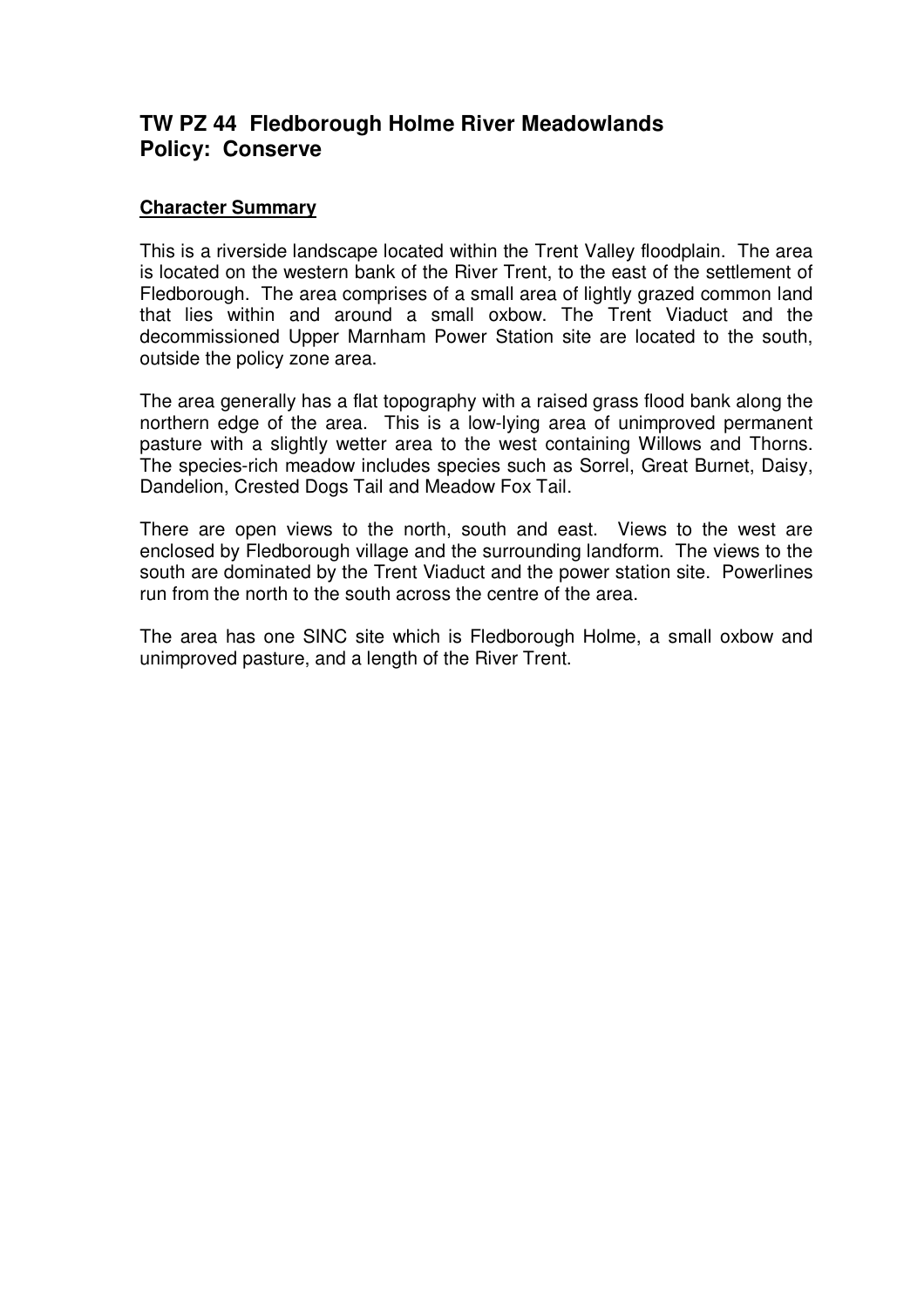## TW PZ 44 Fledborough Holme River Meadowlands
## Policy: Conserve

**Character Summary**

This is a riverside landscape located within the Trent Valley floodplain. The area is located on the western bank of the River Trent, to the east of the settlement of Fledborough. The area comprises of a small area of lightly grazed common land that lies within and around a small oxbow. The Trent Viaduct and the decommissioned Upper Marnham Power Station site are located to the south, outside the policy zone area.

The area generally has a flat topography with a raised grass flood bank along the northern edge of the area. This is a low-lying area of unimproved permanent pasture with a slightly wetter area to the west containing Willows and Thorns. The species-rich meadow includes species such as Sorrel, Great Burnet, Daisy, Dandelion, Crested Dogs Tail and Meadow Fox Tail.

There are open views to the north, south and east. Views to the west are enclosed by Fledborough village and the surrounding landform. The views to the south are dominated by the Trent Viaduct and the power station site. Powerlines run from the north to the south across the centre of the area.

The area has one SINC site which is Fledborough Holme, a small oxbow and unimproved pasture, and a length of the River Trent.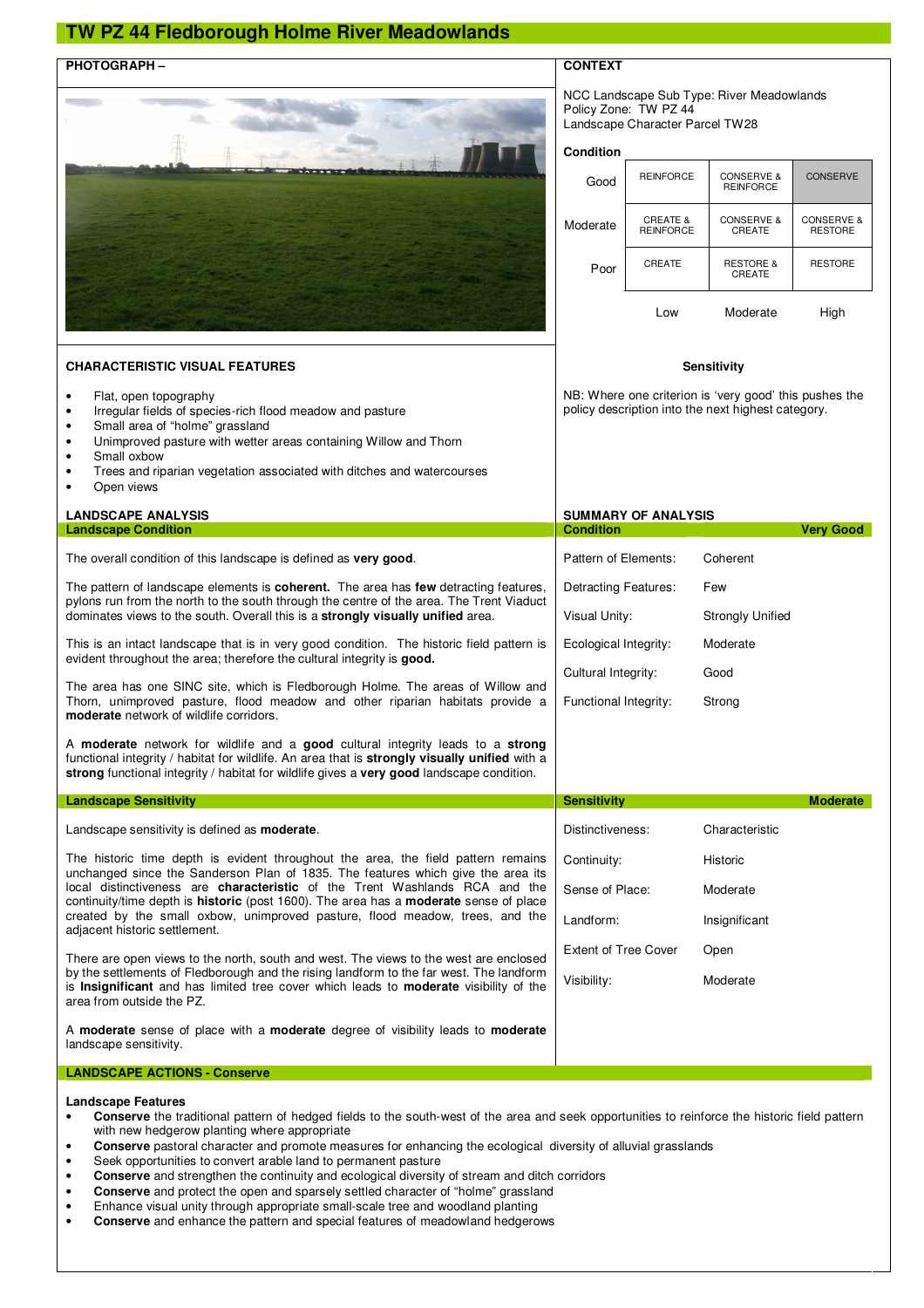# TW PZ 44 Fledborough Holme River Meadowlands

**PHOTOGRAPH –**

**CONTEXT**

NCC Landscape Sub Type: River Meadowlands
Policy Zone: TW PZ 44
Landscape Character Parcel TW28

**Condition**

| | | | |
|---|---|---|---|
| Good | REINFORCE | CONSERVE & REINFORCE | CONSERVE |
| Moderate | CREATE & REINFORCE | CONSERVE & CREATE | CONSERVE & RESTORE |
| Poor | CREATE | RESTORE & CREATE | RESTORE |
| | Low | Moderate | High |

**Sensitivity**

NB: Where one criterion is 'very good' this pushes the policy description into the next highest category.

**CHARACTERISTIC VISUAL FEATURES**

- Flat, open topography
- Irregular fields of species-rich flood meadow and pasture
- Small area of "holme" grassland
- Unimproved pasture with wetter areas containing Willow and Thorn
- Small oxbow
- Trees and riparian vegetation associated with ditches and watercourses
- Open views

**LANDSCAPE ANALYSIS**

## Landscape Condition

The overall condition of this landscape is defined as **very good**.

The pattern of landscape elements is **coherent.** The area has **few** detracting features, pylons run from the north to the south through the centre of the area. The Trent Viaduct dominates views to the south. Overall this is a **strongly visually unified** area.

This is an intact landscape that is in very good condition. The historic field pattern is evident throughout the area; therefore the cultural integrity is **good.**

The area has one SINC site, which is Fledborough Holme. The areas of Willow and Thorn, unimproved pasture, flood meadow and other riparian habitats provide a **moderate** network of wildlife corridors.

A **moderate** network for wildlife and a **good** cultural integrity leads to a **strong** functional integrity / habitat for wildlife. An area that is **strongly visually unified** with a **strong** functional integrity / habitat for wildlife gives a **very good** landscape condition.

**SUMMARY OF ANALYSIS**

| Condition | Very Good |
|---|---|
| Pattern of Elements: | Coherent |
| Detracting Features: | Few |
| Visual Unity: | Strongly Unified |
| Ecological Integrity: | Moderate |
| Cultural Integrity: | Good |
| Functional Integrity: | Strong |

## Landscape Sensitivity

Landscape sensitivity is defined as **moderate**.

The historic time depth is evident throughout the area, the field pattern remains unchanged since the Sanderson Plan of 1835. The features which give the area its local distinctiveness are **characteristic** of the Trent Washlands RCA and the continuity/time depth is **historic** (post 1600). The area has a **moderate** sense of place created by the small oxbow, unimproved pasture, flood meadow, trees, and the adjacent historic settlement.

There are open views to the north, south and west. The views to the west are enclosed by the settlements of Fledborough and the rising landform to the far west. The landform is **Insignificant** and has limited tree cover which leads to **moderate** visibility of the area from outside the PZ.

A **moderate** sense of place with a **moderate** degree of visibility leads to **moderate** landscape sensitivity.

| Sensitivity | Moderate |
|---|---|
| Distinctiveness: | Characteristic |
| Continuity: | Historic |
| Sense of Place: | Moderate |
| Landform: | Insignificant |
| Extent of Tree Cover | Open |
| Visibility: | Moderate |

## LANDSCAPE ACTIONS - Conserve

**Landscape Features**

- **Conserve** the traditional pattern of hedged fields to the south-west of the area and seek opportunities to reinforce the historic field pattern with new hedgerow planting where appropriate
- **Conserve** pastoral character and promote measures for enhancing the ecological diversity of alluvial grasslands
- Seek opportunities to convert arable land to permanent pasture
- **Conserve** and strengthen the continuity and ecological diversity of stream and ditch corridors
- **Conserve** and protect the open and sparsely settled character of "holme" grassland
- Enhance visual unity through appropriate small-scale tree and woodland planting
- **Conserve** and enhance the pattern and special features of meadowland hedgerows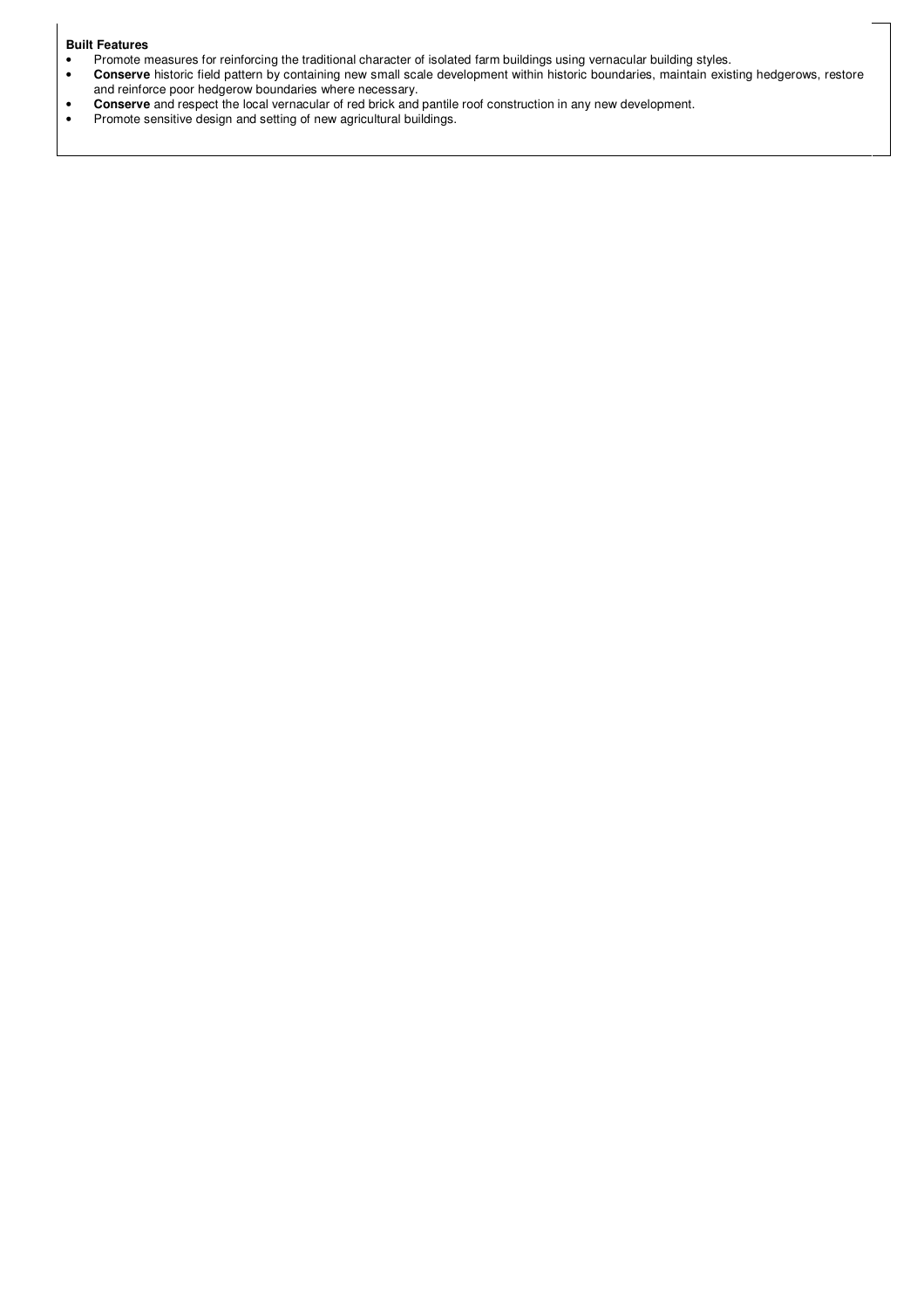**Built Features**

- Promote measures for reinforcing the traditional character of isolated farm buildings using vernacular building styles.
- **Conserve** historic field pattern by containing new small scale development within historic boundaries, maintain existing hedgerows, restore and reinforce poor hedgerow boundaries where necessary.
- **Conserve** and respect the local vernacular of red brick and pantile roof construction in any new development.
- Promote sensitive design and setting of new agricultural buildings.